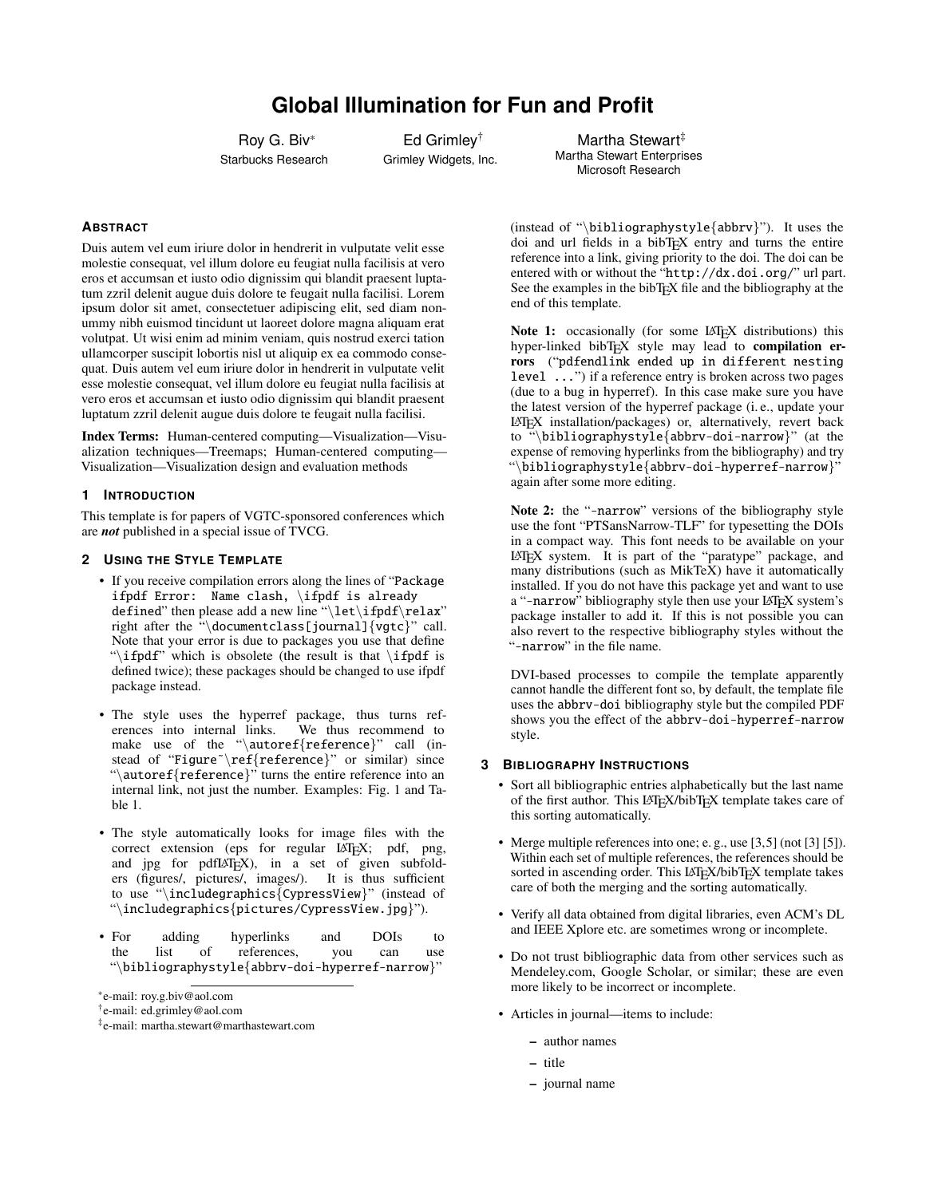# Global Illumination for Fun and Profit

Roy G. Biv* — Starbucks Research

Ed Grimley† — Grimley Widgets, Inc.

Martha Stewart‡ — Martha Stewart Enterprises, Microsoft Research

## Abstract

Duis autem vel eum iriure dolor in hendrerit in vulputate velit esse molestie consequat, vel illum dolore eu feugiat nulla facilisis at vero eros et accumsan et iusto odio dignissim qui blandit praesent luptatum zzril delenit augue duis dolore te feugait nulla facilisi. Lorem ipsum dolor sit amet, consectetuer adipiscing elit, sed diam nonummy nibh euismod tincidunt ut laoreet dolore magna aliquam erat volutpat. Ut wisi enim ad minim veniam, quis nostrud exerci tation ullamcorper suscipit lobortis nisl ut aliquip ex ea commodo consequat. Duis autem vel eum iriure dolor in hendrerit in vulputate velit esse molestie consequat, vel illum dolore eu feugiat nulla facilisis at vero eros et accumsan et iusto odio dignissim qui blandit praesent luptatum zzril delenit augue duis dolore te feugait nulla facilisi.

**Index Terms:** Human-centered computing—Visualization—Visualization techniques—Treemaps; Human-centered computing—Visualization—Visualization design and evaluation methods

## 1 Introduction

This template is for papers of VGTC-sponsored conferences which are ***not*** published in a special issue of TVCG.

## 2 Using the Style Template

- If you receive compilation errors along the lines of "`Package ifpdf Error: Name clash, \ifpdf is already defined`" then please add a new line "`\let\ifpdf\relax`" right after the "`\documentclass[journal]{vgtc}`" call. Note that your error is due to packages you use that define "`\ifpdf`" which is obsolete (the result is that `\ifpdf` is defined twice); these packages should be changed to use ifpdf package instead.

- The style uses the hyperref package, thus turns references into internal links. We thus recommend to make use of the "`\autoref{reference}`" call (instead of "`Figure~\ref{reference}`" or similar) since "`\autoref{reference}`" turns the entire reference into an internal link, not just the number. Examples: Fig. 1 and Table 1.

- The style automatically looks for image files with the correct extension (eps for regular LaTeX; pdf, png, and jpg for pdfLaTeX), in a set of given subfolders (figures/, pictures/, images/). It is thus sufficient to use "`\includegraphics{CypressView}`" (instead of "`\includegraphics{pictures/CypressView.jpg}`").

- For adding hyperlinks and DOIs to the list of references, you can use "`\bibliographystyle{abbrv-doi-hyperref-narrow}`" (instead of "`\bibliographystyle{abbrv}`"). It uses the doi and url fields in a bibTeX entry and turns the entire reference into a link, giving priority to the doi. The doi can be entered with or without the "`http://dx.doi.org/`" url part. See the examples in the bibTeX file and the bibliography at the end of this template.

  **Note 1:** occasionally (for some LaTeX distributions) this hyper-linked bibTeX style may lead to **compilation errors** ("`pdfendlink ended up in different nesting level ...`") if a reference entry is broken across two pages (due to a bug in hyperref). In this case make sure you have the latest version of the hyperref package (i. e., update your LaTeX installation/packages) or, alternatively, revert back to "`\bibliographystyle{abbrv-doi-narrow}`" (at the expense of removing hyperlinks from the bibliography) and try "`\bibliographystyle{abbrv-doi-hyperref-narrow}`" again after some more editing.

  **Note 2:** the "`-narrow`" versions of the bibliography style use the font "PTSansNarrow-TLF" for typesetting the DOIs in a compact way. This font needs to be available on your LaTeX system. It is part of the "paratype" package, and many distributions (such as MikTeX) have it automatically installed. If you do not have this package yet and want to use a "`-narrow`" bibliography style then use your LaTeX system's package installer to add it. If this is not possible you can also revert to the respective bibliography styles without the "`-narrow`" in the file name.

  DVI-based processes to compile the template apparently cannot handle the different font so, by default, the template file uses the `abbrv-doi` bibliography style but the compiled PDF shows you the effect of the `abbrv-doi-hyperref-narrow` style.

## 3 Bibliography Instructions

- Sort all bibliographic entries alphabetically but the last name of the first author. This LaTeX/bibTeX template takes care of this sorting automatically.

- Merge multiple references into one; e. g., use [3,5] (not [3] [5]). Within each set of multiple references, the references should be sorted in ascending order. This LaTeX/bibTeX template takes care of both the merging and the sorting automatically.

- Verify all data obtained from digital libraries, even ACM's DL and IEEE Xplore etc. are sometimes wrong or incomplete.

- Do not trust bibliographic data from other services such as Mendeley.com, Google Scholar, or similar; these are even more likely to be incorrect or incomplete.

- Articles in journal—items to include:
  - author names
  - title
  - journal name

*e-mail: roy.g.biv@aol.com

†e-mail: ed.grimley@aol.com

‡e-mail: martha.stewart@marthastewart.com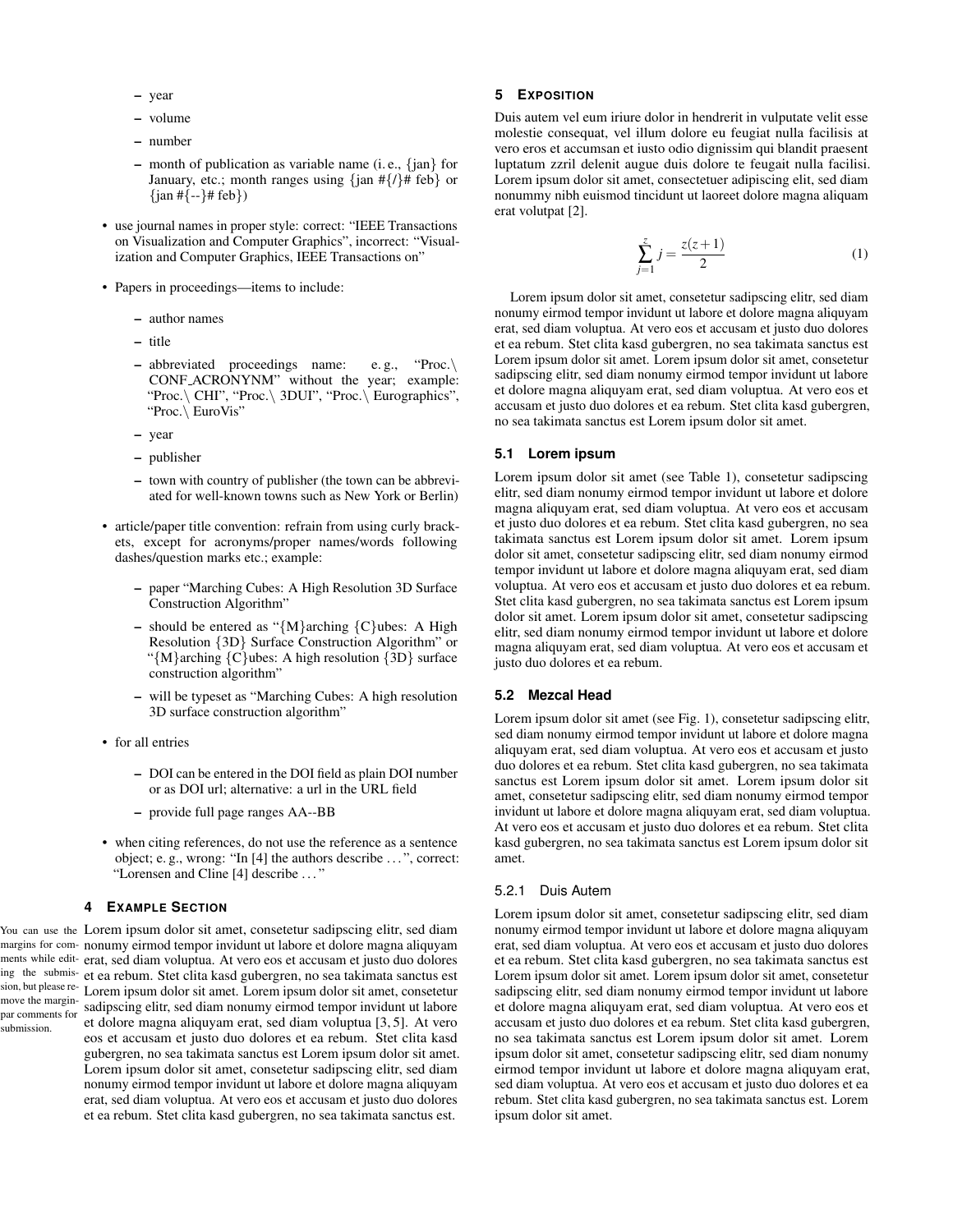- year
  - volume
  - number
  - month of publication as variable name (i. e., {jan} for January, etc.; month ranges using {jan #{/}# feb} or {jan #{--}# feb})

- use journal names in proper style: correct: "IEEE Transactions on Visualization and Computer Graphics", incorrect: "Visualization and Computer Graphics, IEEE Transactions on"

- Papers in proceedings—items to include:
  - author names
  - title
  - abbreviated proceedings name: e. g., "Proc.\ CONF_ACRONYNM" without the year; example: "Proc.\ CHI", "Proc.\ 3DUI", "Proc.\ Eurographics", "Proc.\ EuroVis"
  - year
  - publisher
  - town with country of publisher (the town can be abbreviated for well-known towns such as New York or Berlin)

- article/paper title convention: refrain from using curly brackets, except for acronyms/proper names/words following dashes/question marks etc.; example:
  - paper "Marching Cubes: A High Resolution 3D Surface Construction Algorithm"
  - should be entered as "{M}arching {C}ubes: A High Resolution {3D} Surface Construction Algorithm" or "{M}arching {C}ubes: A high resolution {3D} surface construction algorithm"
  - will be typeset as "Marching Cubes: A high resolution 3D surface construction algorithm"

- for all entries
  - DOI can be entered in the DOI field as plain DOI number or as DOI url; alternative: a url in the URL field
  - provide full page ranges AA--BB

- when citing references, do not use the reference as a sentence object; e. g., wrong: "In [4] the authors describe . . . ", correct: "Lorensen and Cline [4] describe . . . "

## 4 Example Section

You can use the margins for comments while editing the submission, but please remove the marginpar comments for submission.

Lorem ipsum dolor sit amet, consetetur sadipscing elitr, sed diam nonumy eirmod tempor invidunt ut labore et dolore magna aliquyam erat, sed diam voluptua. At vero eos et accusam et justo duo dolores et ea rebum. Stet clita kasd gubergren, no sea takimata sanctus est Lorem ipsum dolor sit amet. Lorem ipsum dolor sit amet, consetetur sadipscing elitr, sed diam nonumy eirmod tempor invidunt ut labore et dolore magna aliquyam erat, sed diam voluptua [3, 5]. At vero eos et accusam et justo duo dolores et ea rebum. Stet clita kasd gubergren, no sea takimata sanctus est Lorem ipsum dolor sit amet. Lorem ipsum dolor sit amet, consetetur sadipscing elitr, sed diam nonumy eirmod tempor invidunt ut labore et dolore magna aliquyam erat, sed diam voluptua. At vero eos et accusam et justo duo dolores et ea rebum. Stet clita kasd gubergren, no sea takimata sanctus est.

## 5 Exposition

Duis autem vel eum iriure dolor in hendrerit in vulputate velit esse molestie consequat, vel illum dolore eu feugiat nulla facilisis at vero eros et accumsan et iusto odio dignissim qui blandit praesent luptatum zzril delenit augue duis dolore te feugait nulla facilisi. Lorem ipsum dolor sit amet, consectetuer adipiscing elit, sed diam nonummy nibh euismod tincidunt ut laoreet dolore magna aliquam erat volutpat [2].

$$\sum_{j=1}^{z} j = \frac{z(z+1)}{2} \tag{1}$$

Lorem ipsum dolor sit amet, consetetur sadipscing elitr, sed diam nonumy eirmod tempor invidunt ut labore et dolore magna aliquyam erat, sed diam voluptua. At vero eos et accusam et justo duo dolores et ea rebum. Stet clita kasd gubergren, no sea takimata sanctus est Lorem ipsum dolor sit amet. Lorem ipsum dolor sit amet, consetetur sadipscing elitr, sed diam nonumy eirmod tempor invidunt ut labore et dolore magna aliquyam erat, sed diam voluptua. At vero eos et accusam et justo duo dolores et ea rebum. Stet clita kasd gubergren, no sea takimata sanctus est Lorem ipsum dolor sit amet.

### 5.1 Lorem ipsum

Lorem ipsum dolor sit amet (see Table 1), consetetur sadipscing elitr, sed diam nonumy eirmod tempor invidunt ut labore et dolore magna aliquyam erat, sed diam voluptua. At vero eos et accusam et justo duo dolores et ea rebum. Stet clita kasd gubergren, no sea takimata sanctus est Lorem ipsum dolor sit amet. Lorem ipsum dolor sit amet, consetetur sadipscing elitr, sed diam nonumy eirmod tempor invidunt ut labore et dolore magna aliquyam erat, sed diam voluptua. At vero eos et accusam et justo duo dolores et ea rebum. Stet clita kasd gubergren, no sea takimata sanctus est Lorem ipsum dolor sit amet. Lorem ipsum dolor sit amet, consetetur sadipscing elitr, sed diam nonumy eirmod tempor invidunt ut labore et dolore magna aliquyam erat, sed diam voluptua. At vero eos et accusam et justo duo dolores et ea rebum.

### 5.2 Mezcal Head

Lorem ipsum dolor sit amet (see Fig. 1), consetetur sadipscing elitr, sed diam nonumy eirmod tempor invidunt ut labore et dolore magna aliquyam erat, sed diam voluptua. At vero eos et accusam et justo duo dolores et ea rebum. Stet clita kasd gubergren, no sea takimata sanctus est Lorem ipsum dolor sit amet. Lorem ipsum dolor sit amet, consetetur sadipscing elitr, sed diam nonumy eirmod tempor invidunt ut labore et dolore magna aliquyam erat, sed diam voluptua. At vero eos et accusam et justo duo dolores et ea rebum. Stet clita kasd gubergren, no sea takimata sanctus est Lorem ipsum dolor sit amet.

#### 5.2.1 Duis Autem

Lorem ipsum dolor sit amet, consetetur sadipscing elitr, sed diam nonumy eirmod tempor invidunt ut labore et dolore magna aliquyam erat, sed diam voluptua. At vero eos et accusam et justo duo dolores et ea rebum. Stet clita kasd gubergren, no sea takimata sanctus est Lorem ipsum dolor sit amet. Lorem ipsum dolor sit amet, consetetur sadipscing elitr, sed diam nonumy eirmod tempor invidunt ut labore et dolore magna aliquyam erat, sed diam voluptua. At vero eos et accusam et justo duo dolores et ea rebum. Stet clita kasd gubergren, no sea takimata sanctus est Lorem ipsum dolor sit amet. Lorem ipsum dolor sit amet, consetetur sadipscing elitr, sed diam nonumy eirmod tempor invidunt ut labore et dolore magna aliquyam erat, sed diam voluptua. At vero eos et accusam et justo duo dolores et ea rebum. Stet clita kasd gubergren, no sea takimata sanctus est. Lorem ipsum dolor sit amet.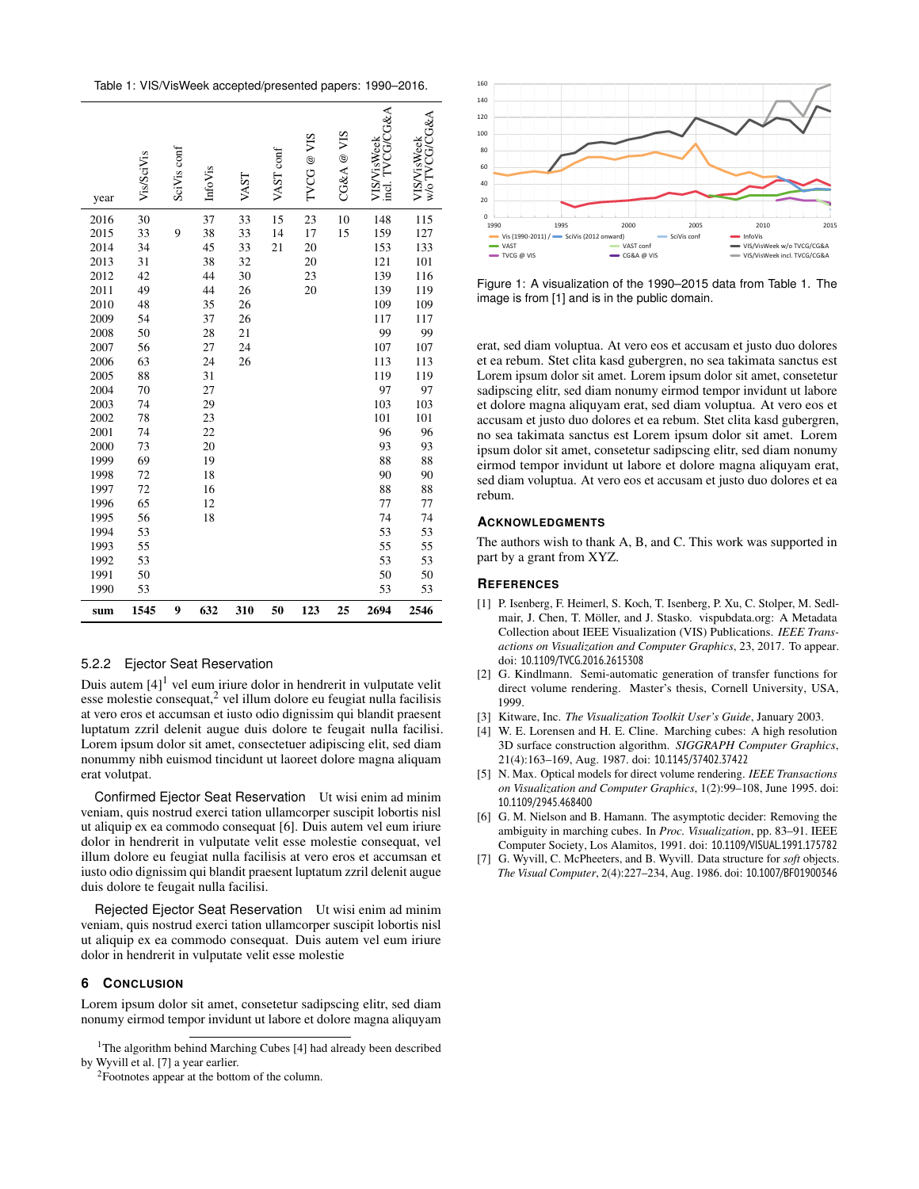Table 1: VIS/VisWeek accepted/presented papers: 1990–2016.

| year | Vis/SciVis | SciVis conf | InfoVis | VAST | VAST conf | TVCG @ VIS | CG&A @ VIS | VIS/VisWeek incl. TVCG/CG&A | VIS/VisWeek w/o TVCG/CG&A |
|---|---|---|---|---|---|---|---|---|---|
| 2016 | 30 | | 37 | 33 | 15 | 23 | 10 | 148 | 115 |
| 2015 | 33 | 9 | 38 | 33 | 14 | 17 | 15 | 159 | 127 |
| 2014 | 34 | | 45 | 33 | 21 | 20 | | 153 | 133 |
| 2013 | 31 | | 38 | 32 | | 20 | | 121 | 101 |
| 2012 | 42 | | 44 | 30 | | 23 | | 139 | 116 |
| 2011 | 49 | | 44 | 26 | | 20 | | 139 | 119 |
| 2010 | 48 | | 35 | 26 | | | | 109 | 109 |
| 2009 | 54 | | 37 | 26 | | | | 117 | 117 |
| 2008 | 50 | | 28 | 21 | | | | 99 | 99 |
| 2007 | 56 | | 27 | 24 | | | | 107 | 107 |
| 2006 | 63 | | 24 | 26 | | | | 113 | 113 |
| 2005 | 88 | | 31 | | | | | 119 | 119 |
| 2004 | 70 | | 27 | | | | | 97 | 97 |
| 2003 | 74 | | 29 | | | | | 103 | 103 |
| 2002 | 78 | | 23 | | | | | 101 | 101 |
| 2001 | 74 | | 22 | | | | | 96 | 96 |
| 2000 | 73 | | 20 | | | | | 93 | 93 |
| 1999 | 69 | | 19 | | | | | 88 | 88 |
| 1998 | 72 | | 18 | | | | | 90 | 90 |
| 1997 | 72 | | 16 | | | | | 88 | 88 |
| 1996 | 65 | | 12 | | | | | 77 | 77 |
| 1995 | 56 | | 18 | | | | | 74 | 74 |
| 1994 | 53 | | | | | | | 53 | 53 |
| 1993 | 55 | | | | | | | 55 | 55 |
| 1992 | 53 | | | | | | | 53 | 53 |
| 1991 | 50 | | | | | | | 50 | 50 |
| 1990 | 53 | | | | | | | 53 | 53 |
| **sum** | **1545** | **9** | **632** | **310** | **50** | **123** | **25** | **2694** | **2546** |

160
140
120
100
80
60
40
20
0
1990 1995 2000 2005 2010 2015
Vis (1990-2011) / SciVis (2012 onward)
SciVis conf
InfoVis
VAST
VAST conf
VIS/VisWeek w/o TVCG/CG&A
TVCG @ VIS
CG&A @ VIS
VIS/VisWeek incl. TVCG/CG&A

Figure 1: A visualization of the 1990–2015 data from Table 1. The image is from [1] and is in the public domain.

#### 5.2.2 Ejector Seat Reservation

Duis autem [4][1] vel eum iriure dolor in hendrerit in vulputate velit esse molestie consequat,[2] vel illum dolore eu feugiat nulla facilisis at vero eros et accumsan et iusto odio dignissim qui blandit praesent luptatum zzril delenit augue duis dolore te feugait nulla facilisi. Lorem ipsum dolor sit amet, consectetuer adipiscing elit, sed diam nonummy nibh euismod tincidunt ut laoreet dolore magna aliquam erat volutpat.

**Confirmed Ejector Seat Reservation** Ut wisi enim ad minim veniam, quis nostrud exerci tation ullamcorper suscipit lobortis nisl ut aliquip ex ea commodo consequat [6]. Duis autem vel eum iriure dolor in hendrerit in vulputate velit esse molestie consequat, vel illum dolore eu feugiat nulla facilisis at vero eros et accumsan et iusto odio dignissim qui blandit praesent luptatum zzril delenit augue duis dolore te feugait nulla facilisi.

**Rejected Ejector Seat Reservation** Ut wisi enim ad minim veniam, quis nostrud exerci tation ullamcorper suscipit lobortis nisl ut aliquip ex ea commodo consequat. Duis autem vel eum iriure dolor in hendrerit in vulputate velit esse molestie

## 6 Conclusion

Lorem ipsum dolor sit amet, consetetur sadipscing elitr, sed diam nonumy eirmod tempor invidunt ut labore et dolore magna aliquyam erat, sed diam voluptua. At vero eos et accusam et justo duo dolores et ea rebum. Stet clita kasd gubergren, no sea takimata sanctus est Lorem ipsum dolor sit amet. Lorem ipsum dolor sit amet, consetetur sadipscing elitr, sed diam nonumy eirmod tempor invidunt ut labore et dolore magna aliquyam erat, sed diam voluptua. At vero eos et accusam et justo duo dolores et ea rebum. Stet clita kasd gubergren, no sea takimata sanctus est Lorem ipsum dolor sit amet. Lorem ipsum dolor sit amet, consetetur sadipscing elitr, sed diam nonumy eirmod tempor invidunt ut labore et dolore magna aliquyam erat, sed diam voluptua. At vero eos et accusam et justo duo dolores et ea rebum.

## Acknowledgments

The authors wish to thank A, B, and C. This work was supported in part by a grant from XYZ.

## References

[1] P. Isenberg, F. Heimerl, S. Koch, T. Isenberg, P. Xu, C. Stolper, M. Sedlmair, J. Chen, T. Möller, and J. Stasko. vispubdata.org: A Metadata Collection about IEEE Visualization (VIS) Publications. *IEEE Transactions on Visualization and Computer Graphics*, 23, 2017. To appear. doi: 10.1109/TVCG.2016.2615308

[2] G. Kindlmann. Semi-automatic generation of transfer functions for direct volume rendering. Master's thesis, Cornell University, USA, 1999.

[3] Kitware, Inc. *The Visualization Toolkit User's Guide*, January 2003.

[4] W. E. Lorensen and H. E. Cline. Marching cubes: A high resolution 3D surface construction algorithm. *SIGGRAPH Computer Graphics*, 21(4):163–169, Aug. 1987. doi: 10.1145/37402.37422

[5] N. Max. Optical models for direct volume rendering. *IEEE Transactions on Visualization and Computer Graphics*, 1(2):99–108, June 1995. doi: 10.1109/2945.468400

[6] G. M. Nielson and B. Hamann. The asymptotic decider: Removing the ambiguity in marching cubes. In *Proc. Visualization*, pp. 83–91. IEEE Computer Society, Los Alamitos, 1991. doi: 10.1109/VISUAL.1991.175782

[7] G. Wyvill, C. McPheeters, and B. Wyvill. Data structure for *soft* objects. *The Visual Computer*, 2(4):227–234, Aug. 1986. doi: 10.1007/BF01900346

[1] The algorithm behind Marching Cubes [4] had already been described by Wyvill et al. [7] a year earlier.

[2] Footnotes appear at the bottom of the column.